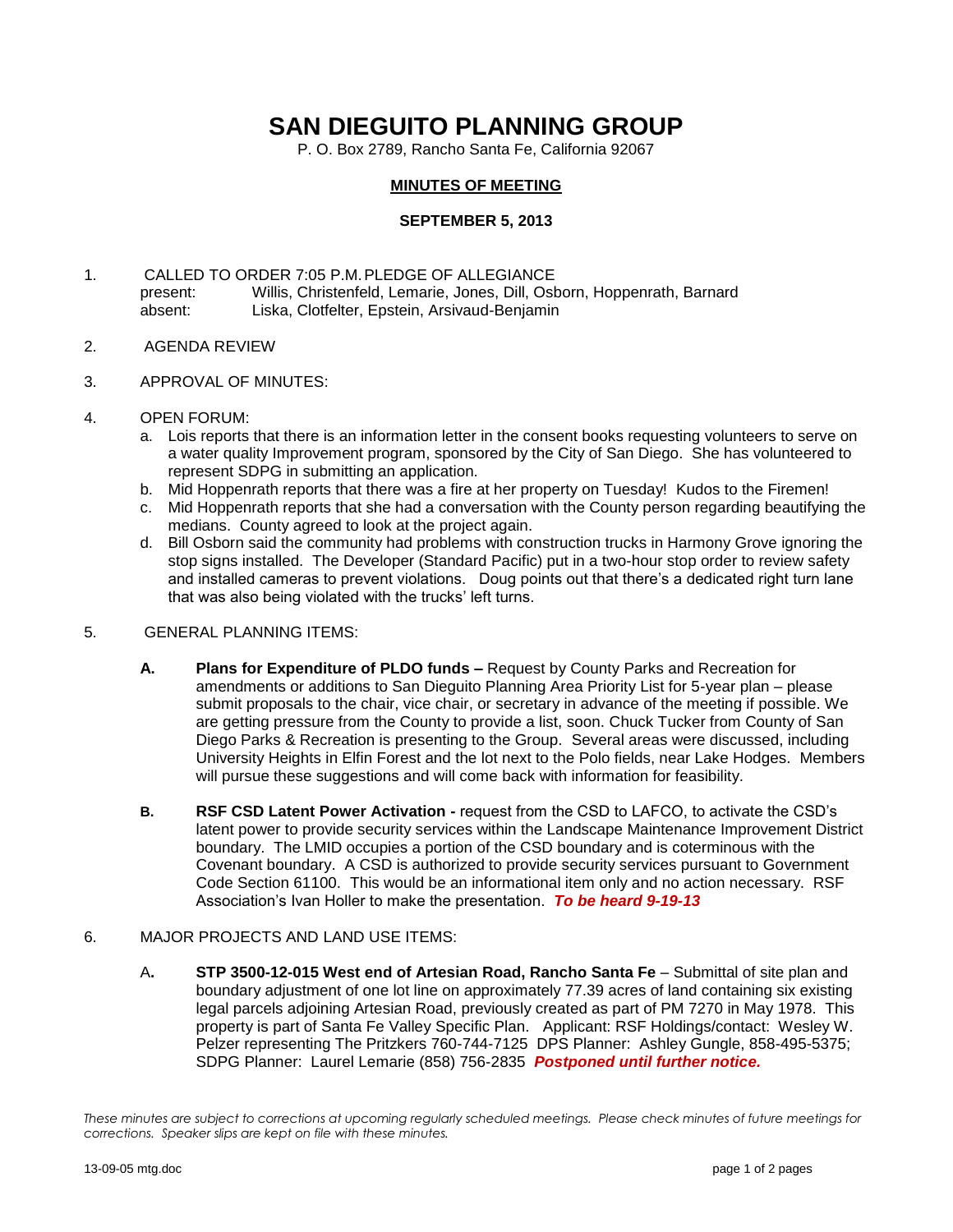# SAN DIEGUITO PLANNING GROUP

P. O. Box 2789, Rancho Santa Fe, California 92067

**MINUTES OF MEETING**

**SEPTEMBER 5, 2013**

1. CALLED TO ORDER 7:05 P.M. PLEDGE OF ALLEGIANCE
   present: Willis, Christenfeld, Lemarie, Jones, Dill, Osborn, Hoppenrath, Barnard
   absent: Liska, Clotfelter, Epstein, Arsivaud-Benjamin

2. AGENDA REVIEW

3. APPROVAL OF MINUTES:

4. OPEN FORUM:
   a. Lois reports that there is an information letter in the consent books requesting volunteers to serve on a water quality Improvement program, sponsored by the City of San Diego. She has volunteered to represent SDPG in submitting an application.
   b. Mid Hoppenrath reports that there was a fire at her property on Tuesday! Kudos to the Firemen!
   c. Mid Hoppenrath reports that she had a conversation with the County person regarding beautifying the medians. County agreed to look at the project again.
   d. Bill Osborn said the community had problems with construction trucks in Harmony Grove ignoring the stop signs installed. The Developer (Standard Pacific) put in a two-hour stop order to review safety and installed cameras to prevent violations. Doug points out that there's a dedicated right turn lane that was also being violated with the trucks' left turns.

5. GENERAL PLANNING ITEMS:

   **A. Plans for Expenditure of PLDO funds –** Request by County Parks and Recreation for amendments or additions to San Dieguito Planning Area Priority List for 5-year plan – please submit proposals to the chair, vice chair, or secretary in advance of the meeting if possible. We are getting pressure from the County to provide a list, soon. Chuck Tucker from County of San Diego Parks & Recreation is presenting to the Group. Several areas were discussed, including University Heights in Elfin Forest and the lot next to the Polo fields, near Lake Hodges. Members will pursue these suggestions and will come back with information for feasibility.

   **B. RSF CSD Latent Power Activation -** request from the CSD to LAFCO, to activate the CSD's latent power to provide security services within the Landscape Maintenance Improvement District boundary. The LMID occupies a portion of the CSD boundary and is coterminous with the Covenant boundary. A CSD is authorized to provide security services pursuant to Government Code Section 61100. This would be an informational item only and no action necessary. RSF Association's Ivan Holler to make the presentation. ***To be heard 9-19-13***

6. MAJOR PROJECTS AND LAND USE ITEMS:

   **A. STP 3500-12-015 West end of Artesian Road, Rancho Santa Fe** – Submittal of site plan and boundary adjustment of one lot line on approximately 77.39 acres of land containing six existing legal parcels adjoining Artesian Road, previously created as part of PM 7270 in May 1978. This property is part of Santa Fe Valley Specific Plan. Applicant: RSF Holdings/contact: Wesley W. Pelzer representing The Pritzkers 760-744-7125 DPS Planner: Ashley Gungle, 858-495-5375; SDPG Planner: Laurel Lemarie (858) 756-2835 ***Postponed until further notice.***

*These minutes are subject to corrections at upcoming regularly scheduled meetings. Please check minutes of future meetings for corrections. Speaker slips are kept on file with these minutes.*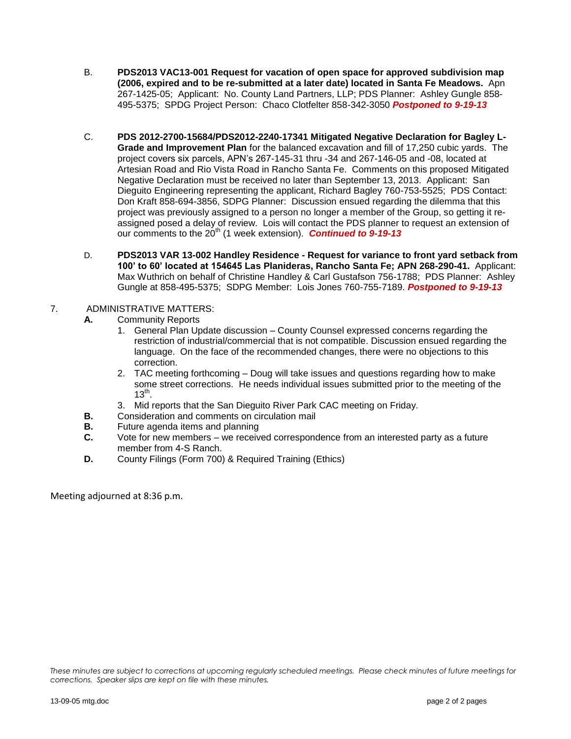B. **PDS2013 VAC13-001 Request for vacation of open space for approved subdivision map (2006, expired and to be re-submitted at a later date) located in Santa Fe Meadows.** Apn 267-1425-05; Applicant: No. County Land Partners, LLP; PDS Planner: Ashley Gungle 858-495-5375; SPDG Project Person: Chaco Clotfelter 858-342-3050 ***Postponed to 9-19-13***

C. **PDS 2012-2700-15684/PDS2012-2240-17341 Mitigated Negative Declaration for Bagley L-Grade and Improvement Plan** for the balanced excavation and fill of 17,250 cubic yards. The project covers six parcels, APN's 267-145-31 thru -34 and 267-146-05 and -08, located at Artesian Road and Rio Vista Road in Rancho Santa Fe. Comments on this proposed Mitigated Negative Declaration must be received no later than September 13, 2013. Applicant: San Dieguito Engineering representing the applicant, Richard Bagley 760-753-5525; PDS Contact: Don Kraft 858-694-3856, SDPG Planner: Discussion ensued regarding the dilemma that this project was previously assigned to a person no longer a member of the Group, so getting it re-assigned posed a delay of review. Lois will contact the PDS planner to request an extension of our comments to the 20th (1 week extension). ***Continued to 9-19-13***

D. **PDS2013 VAR 13-002 Handley Residence - Request for variance to front yard setback from 100' to 60' located at 154645 Las Planideras, Rancho Santa Fe; APN 268-290-41.** Applicant: Max Wuthrich on behalf of Christine Handley & Carl Gustafson 756-1788; PDS Planner: Ashley Gungle at 858-495-5375; SDPG Member: Lois Jones 760-755-7189. ***Postponed to 9-19-13***

7. ADMINISTRATIVE MATTERS:

**A.** Community Reports

1. General Plan Update discussion – County Counsel expressed concerns regarding the restriction of industrial/commercial that is not compatible. Discussion ensued regarding the language. On the face of the recommended changes, there were no objections to this correction.
2. TAC meeting forthcoming – Doug will take issues and questions regarding how to make some street corrections. He needs individual issues submitted prior to the meeting of the 13th.
3. Mid reports that the San Dieguito River Park CAC meeting on Friday.

**B.** Consideration and comments on circulation mail

**B.** Future agenda items and planning

**C.** Vote for new members – we received correspondence from an interested party as a future member from 4-S Ranch.

**D.** County Filings (Form 700) & Required Training (Ethics)

Meeting adjourned at 8:36 p.m.

*These minutes are subject to corrections at upcoming regularly scheduled meetings. Please check minutes of future meetings for corrections. Speaker slips are kept on file with these minutes.*